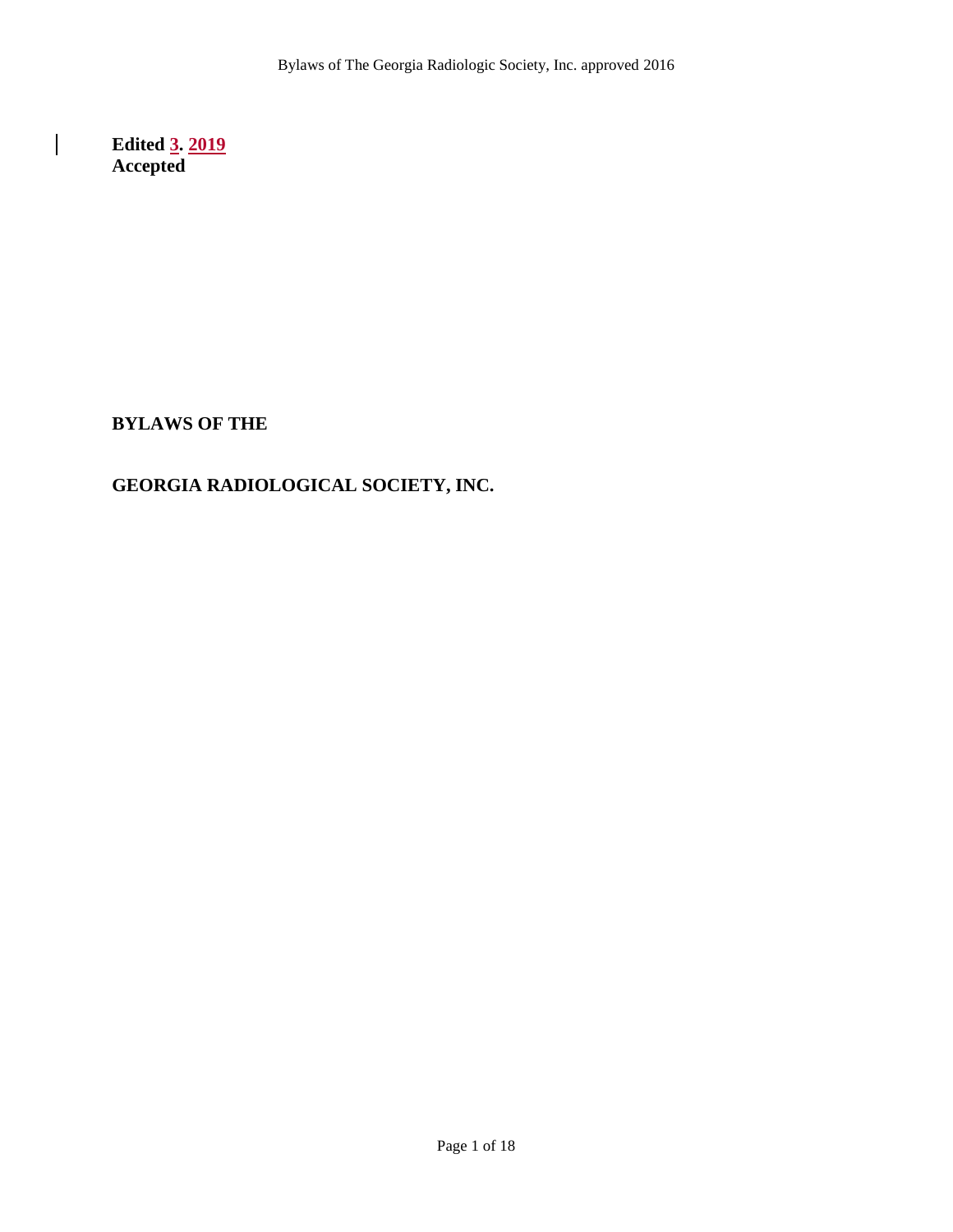**Edited 3. 2019**
**Accepted**

**BYLAWS OF THE**

**GEORGIA RADIOLOGICAL SOCIETY, INC.**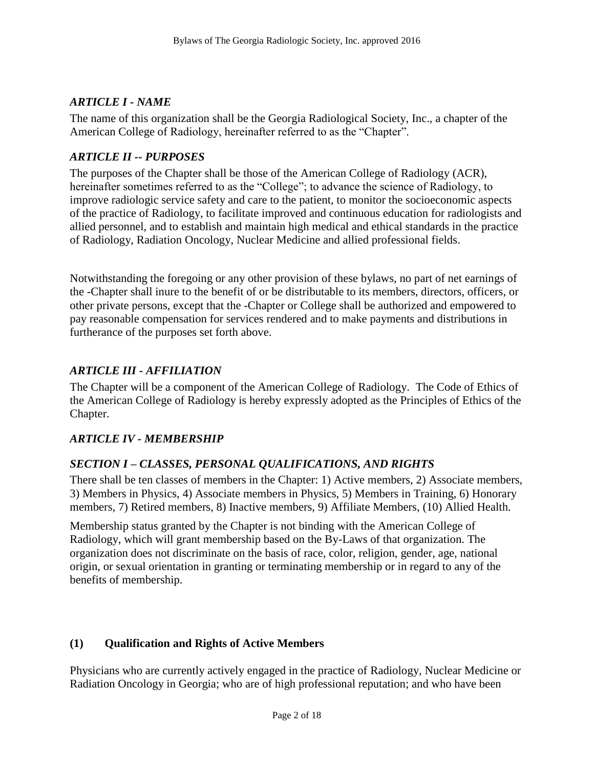### *ARTICLE I - NAME*

The name of this organization shall be the Georgia Radiological Society, Inc., a chapter of the American College of Radiology, hereinafter referred to as the "Chapter".

### *ARTICLE II -- PURPOSES*

The purposes of the Chapter shall be those of the American College of Radiology (ACR), hereinafter sometimes referred to as the "College"; to advance the science of Radiology, to improve radiologic service safety and care to the patient, to monitor the socioeconomic aspects of the practice of Radiology, to facilitate improved and continuous education for radiologists and allied personnel, and to establish and maintain high medical and ethical standards in the practice of Radiology, Radiation Oncology, Nuclear Medicine and allied professional fields.

Notwithstanding the foregoing or any other provision of these bylaws, no part of net earnings of the -Chapter shall inure to the benefit of or be distributable to its members, directors, officers, or other private persons, except that the -Chapter or College shall be authorized and empowered to pay reasonable compensation for services rendered and to make payments and distributions in furtherance of the purposes set forth above.

### *ARTICLE III - AFFILIATION*

The Chapter will be a component of the American College of Radiology. The Code of Ethics of the American College of Radiology is hereby expressly adopted as the Principles of Ethics of the Chapter.

### *ARTICLE IV - MEMBERSHIP*

### *SECTION I – CLASSES, PERSONAL QUALIFICATIONS, AND RIGHTS*

There shall be ten classes of members in the Chapter: 1) Active members, 2) Associate members, 3) Members in Physics, 4) Associate members in Physics, 5) Members in Training, 6) Honorary members, 7) Retired members, 8) Inactive members, 9) Affiliate Members, (10) Allied Health.

Membership status granted by the Chapter is not binding with the American College of Radiology, which will grant membership based on the By-Laws of that organization. The organization does not discriminate on the basis of race, color, religion, gender, age, national origin, or sexual orientation in granting or terminating membership or in regard to any of the benefits of membership.

#### **(1) Qualification and Rights of Active Members**

Physicians who are currently actively engaged in the practice of Radiology, Nuclear Medicine or Radiation Oncology in Georgia; who are of high professional reputation; and who have been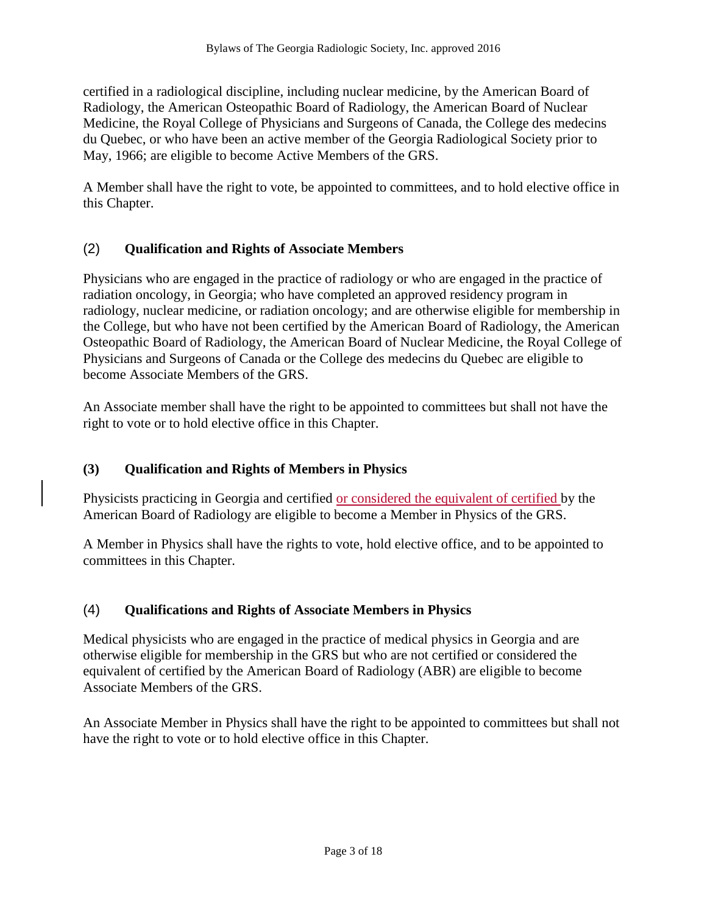certified in a radiological discipline, including nuclear medicine, by the American Board of Radiology, the American Osteopathic Board of Radiology, the American Board of Nuclear Medicine, the Royal College of Physicians and Surgeons of Canada, the College des medecins du Quebec, or who have been an active member of the Georgia Radiological Society prior to May, 1966; are eligible to become Active Members of the GRS.

A Member shall have the right to vote, be appointed to committees, and to hold elective office in this Chapter.

### (2) Qualification and Rights of Associate Members

Physicians who are engaged in the practice of radiology or who are engaged in the practice of radiation oncology, in Georgia; who have completed an approved residency program in radiology, nuclear medicine, or radiation oncology; and are otherwise eligible for membership in the College, but who have not been certified by the American Board of Radiology, the American Osteopathic Board of Radiology, the American Board of Nuclear Medicine, the Royal College of Physicians and Surgeons of Canada or the College des medecins du Quebec are eligible to become Associate Members of the GRS.

An Associate member shall have the right to be appointed to committees but shall not have the right to vote or to hold elective office in this Chapter.

### (3) Qualification and Rights of Members in Physics

Physicists practicing in Georgia and certified or considered the equivalent of certified by the American Board of Radiology are eligible to become a Member in Physics of the GRS.

A Member in Physics shall have the rights to vote, hold elective office, and to be appointed to committees in this Chapter.

### (4) Qualifications and Rights of Associate Members in Physics

Medical physicists who are engaged in the practice of medical physics in Georgia and are otherwise eligible for membership in the GRS but who are not certified or considered the equivalent of certified by the American Board of Radiology (ABR) are eligible to become Associate Members of the GRS.

An Associate Member in Physics shall have the right to be appointed to committees but shall not have the right to vote or to hold elective office in this Chapter.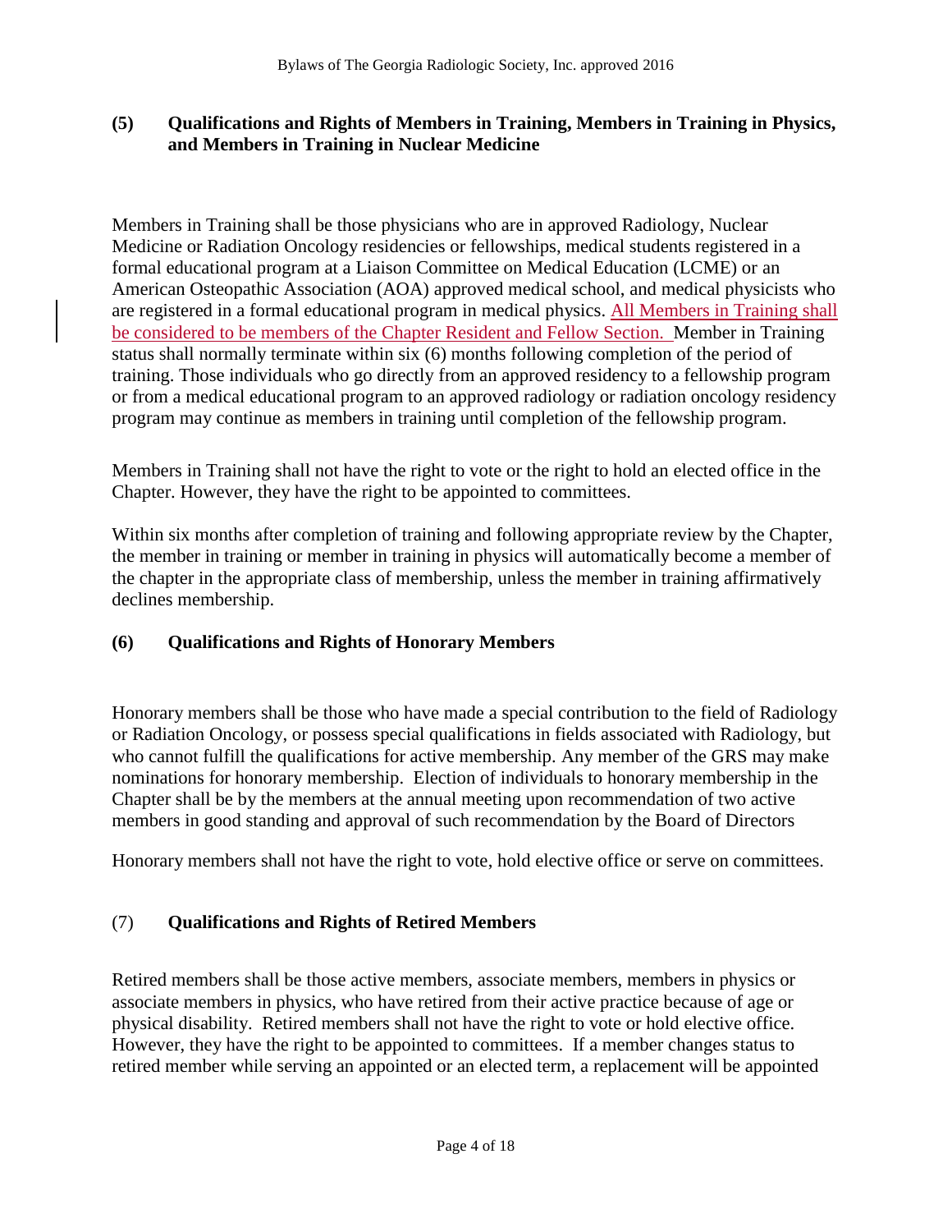## (5) Qualifications and Rights of Members in Training, Members in Training in Physics, and Members in Training in Nuclear Medicine

Members in Training shall be those physicians who are in approved Radiology, Nuclear Medicine or Radiation Oncology residencies or fellowships, medical students registered in a formal educational program at a Liaison Committee on Medical Education (LCME) or an American Osteopathic Association (AOA) approved medical school, and medical physicists who are registered in a formal educational program in medical physics. All Members in Training shall be considered to be members of the Chapter Resident and Fellow Section. Member in Training status shall normally terminate within six (6) months following completion of the period of training. Those individuals who go directly from an approved residency to a fellowship program or from a medical educational program to an approved radiology or radiation oncology residency program may continue as members in training until completion of the fellowship program.

Members in Training shall not have the right to vote or the right to hold an elected office in the Chapter. However, they have the right to be appointed to committees.

Within six months after completion of training and following appropriate review by the Chapter, the member in training or member in training in physics will automatically become a member of the chapter in the appropriate class of membership, unless the member in training affirmatively declines membership.

## (6) Qualifications and Rights of Honorary Members

Honorary members shall be those who have made a special contribution to the field of Radiology or Radiation Oncology, or possess special qualifications in fields associated with Radiology, but who cannot fulfill the qualifications for active membership. Any member of the GRS may make nominations for honorary membership. Election of individuals to honorary membership in the Chapter shall be by the members at the annual meeting upon recommendation of two active members in good standing and approval of such recommendation by the Board of Directors

Honorary members shall not have the right to vote, hold elective office or serve on committees.

## (7) Qualifications and Rights of Retired Members

Retired members shall be those active members, associate members, members in physics or associate members in physics, who have retired from their active practice because of age or physical disability. Retired members shall not have the right to vote or hold elective office. However, they have the right to be appointed to committees. If a member changes status to retired member while serving an appointed or an elected term, a replacement will be appointed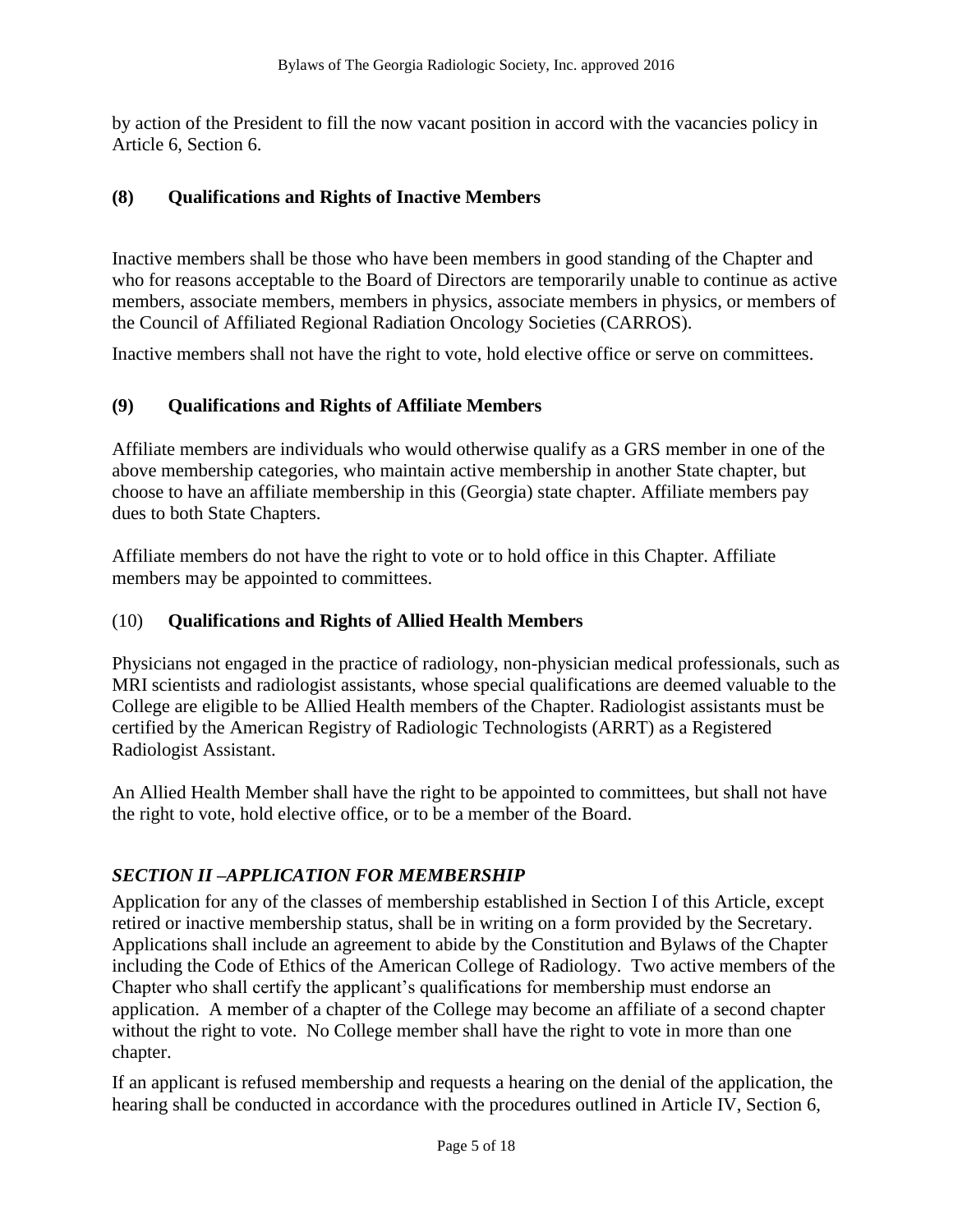by action of the President to fill the now vacant position in accord with the vacancies policy in Article 6, Section 6.

### (8) Qualifications and Rights of Inactive Members

Inactive members shall be those who have been members in good standing of the Chapter and who for reasons acceptable to the Board of Directors are temporarily unable to continue as active members, associate members, members in physics, associate members in physics, or members of the Council of Affiliated Regional Radiation Oncology Societies (CARROS).

Inactive members shall not have the right to vote, hold elective office or serve on committees.

### (9) Qualifications and Rights of Affiliate Members

Affiliate members are individuals who would otherwise qualify as a GRS member in one of the above membership categories, who maintain active membership in another State chapter, but choose to have an affiliate membership in this (Georgia) state chapter. Affiliate members pay dues to both State Chapters.

Affiliate members do not have the right to vote or to hold office in this Chapter. Affiliate members may be appointed to committees.

### (10) Qualifications and Rights of Allied Health Members

Physicians not engaged in the practice of radiology, non-physician medical professionals, such as MRI scientists and radiologist assistants, whose special qualifications are deemed valuable to the College are eligible to be Allied Health members of the Chapter. Radiologist assistants must be certified by the American Registry of Radiologic Technologists (ARRT) as a Registered Radiologist Assistant.

An Allied Health Member shall have the right to be appointed to committees, but shall not have the right to vote, hold elective office, or to be a member of the Board.

## *SECTION II –APPLICATION FOR MEMBERSHIP*

Application for any of the classes of membership established in Section I of this Article, except retired or inactive membership status, shall be in writing on a form provided by the Secretary. Applications shall include an agreement to abide by the Constitution and Bylaws of the Chapter including the Code of Ethics of the American College of Radiology. Two active members of the Chapter who shall certify the applicant's qualifications for membership must endorse an application. A member of a chapter of the College may become an affiliate of a second chapter without the right to vote. No College member shall have the right to vote in more than one chapter.

If an applicant is refused membership and requests a hearing on the denial of the application, the hearing shall be conducted in accordance with the procedures outlined in Article IV, Section 6,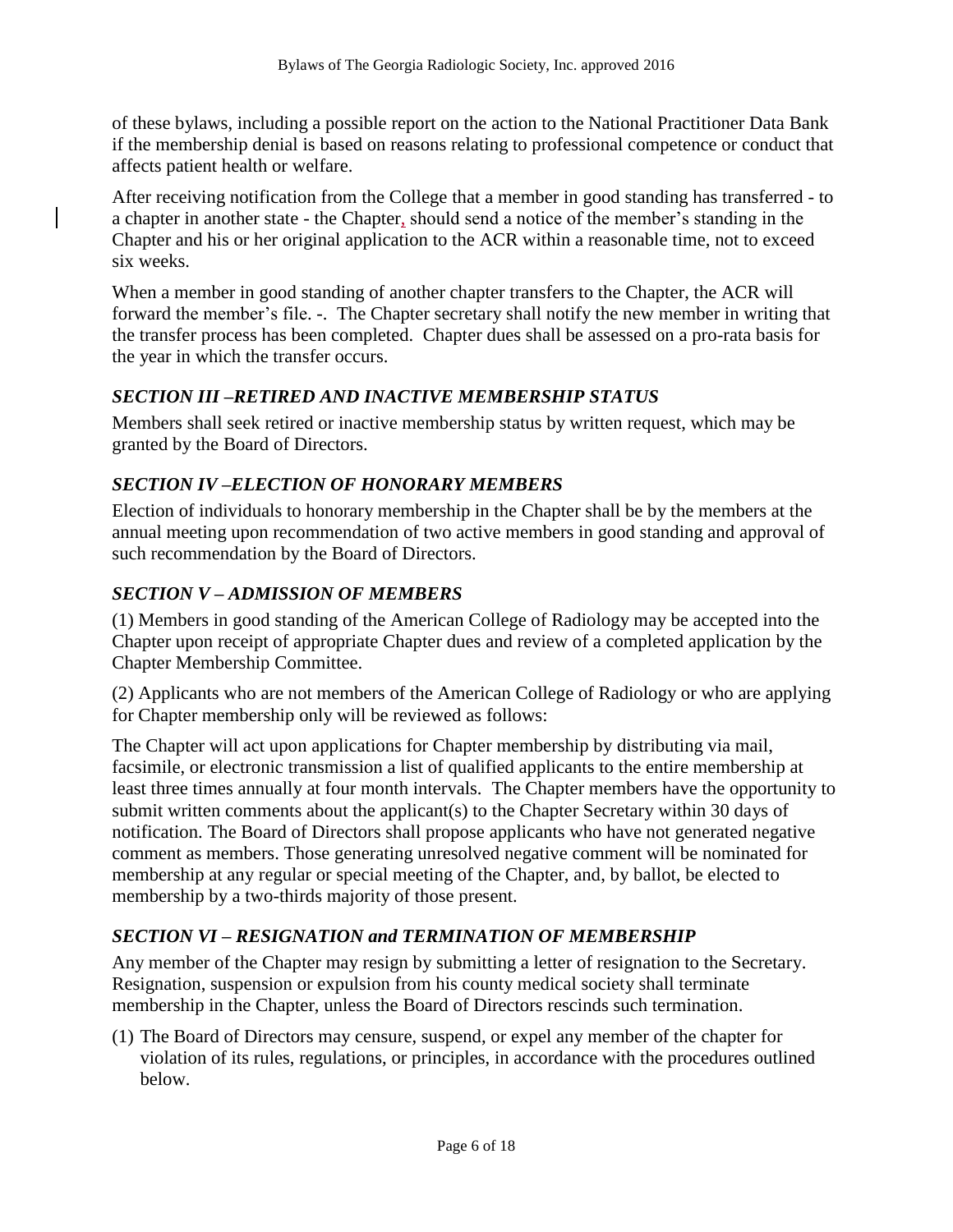of these bylaws, including a possible report on the action to the National Practitioner Data Bank if the membership denial is based on reasons relating to professional competence or conduct that affects patient health or welfare.

After receiving notification from the College that a member in good standing has transferred - to a chapter in another state - the Chapter, should send a notice of the member's standing in the Chapter and his or her original application to the ACR within a reasonable time, not to exceed six weeks.

When a member in good standing of another chapter transfers to the Chapter, the ACR will forward the member's file. -. The Chapter secretary shall notify the new member in writing that the transfer process has been completed. Chapter dues shall be assessed on a pro-rata basis for the year in which the transfer occurs.

### *SECTION III –RETIRED AND INACTIVE MEMBERSHIP STATUS*

Members shall seek retired or inactive membership status by written request, which may be granted by the Board of Directors.

### *SECTION IV –ELECTION OF HONORARY MEMBERS*

Election of individuals to honorary membership in the Chapter shall be by the members at the annual meeting upon recommendation of two active members in good standing and approval of such recommendation by the Board of Directors.

### *SECTION V – ADMISSION OF MEMBERS*

(1) Members in good standing of the American College of Radiology may be accepted into the Chapter upon receipt of appropriate Chapter dues and review of a completed application by the Chapter Membership Committee.

(2) Applicants who are not members of the American College of Radiology or who are applying for Chapter membership only will be reviewed as follows:

The Chapter will act upon applications for Chapter membership by distributing via mail, facsimile, or electronic transmission a list of qualified applicants to the entire membership at least three times annually at four month intervals. The Chapter members have the opportunity to submit written comments about the applicant(s) to the Chapter Secretary within 30 days of notification. The Board of Directors shall propose applicants who have not generated negative comment as members. Those generating unresolved negative comment will be nominated for membership at any regular or special meeting of the Chapter, and, by ballot, be elected to membership by a two-thirds majority of those present.

### *SECTION VI – RESIGNATION and TERMINATION OF MEMBERSHIP*

Any member of the Chapter may resign by submitting a letter of resignation to the Secretary. Resignation, suspension or expulsion from his county medical society shall terminate membership in the Chapter, unless the Board of Directors rescinds such termination.

(1) The Board of Directors may censure, suspend, or expel any member of the chapter for violation of its rules, regulations, or principles, in accordance with the procedures outlined below.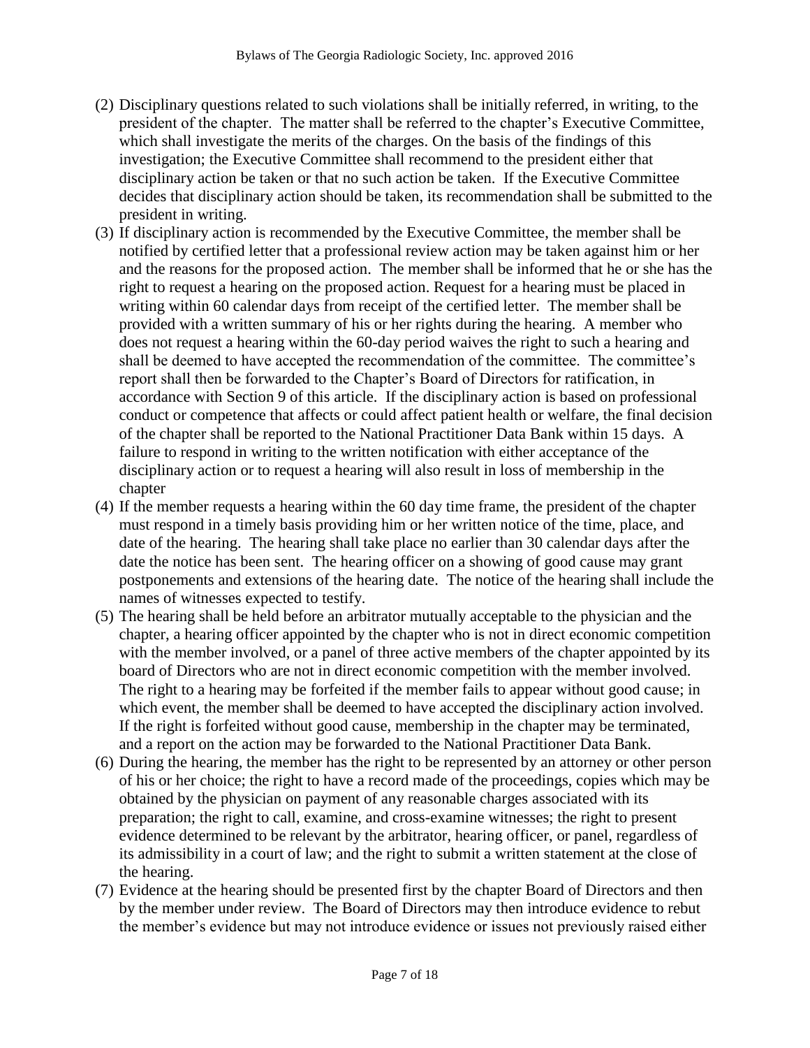(2) Disciplinary questions related to such violations shall be initially referred, in writing, to the president of the chapter. The matter shall be referred to the chapter's Executive Committee, which shall investigate the merits of the charges. On the basis of the findings of this investigation; the Executive Committee shall recommend to the president either that disciplinary action be taken or that no such action be taken. If the Executive Committee decides that disciplinary action should be taken, its recommendation shall be submitted to the president in writing.

(3) If disciplinary action is recommended by the Executive Committee, the member shall be notified by certified letter that a professional review action may be taken against him or her and the reasons for the proposed action. The member shall be informed that he or she has the right to request a hearing on the proposed action. Request for a hearing must be placed in writing within 60 calendar days from receipt of the certified letter. The member shall be provided with a written summary of his or her rights during the hearing. A member who does not request a hearing within the 60-day period waives the right to such a hearing and shall be deemed to have accepted the recommendation of the committee. The committee's report shall then be forwarded to the Chapter's Board of Directors for ratification, in accordance with Section 9 of this article. If the disciplinary action is based on professional conduct or competence that affects or could affect patient health or welfare, the final decision of the chapter shall be reported to the National Practitioner Data Bank within 15 days. A failure to respond in writing to the written notification with either acceptance of the disciplinary action or to request a hearing will also result in loss of membership in the chapter

(4) If the member requests a hearing within the 60 day time frame, the president of the chapter must respond in a timely basis providing him or her written notice of the time, place, and date of the hearing. The hearing shall take place no earlier than 30 calendar days after the date the notice has been sent. The hearing officer on a showing of good cause may grant postponements and extensions of the hearing date. The notice of the hearing shall include the names of witnesses expected to testify.

(5) The hearing shall be held before an arbitrator mutually acceptable to the physician and the chapter, a hearing officer appointed by the chapter who is not in direct economic competition with the member involved, or a panel of three active members of the chapter appointed by its board of Directors who are not in direct economic competition with the member involved. The right to a hearing may be forfeited if the member fails to appear without good cause; in which event, the member shall be deemed to have accepted the disciplinary action involved. If the right is forfeited without good cause, membership in the chapter may be terminated, and a report on the action may be forwarded to the National Practitioner Data Bank.

(6) During the hearing, the member has the right to be represented by an attorney or other person of his or her choice; the right to have a record made of the proceedings, copies which may be obtained by the physician on payment of any reasonable charges associated with its preparation; the right to call, examine, and cross-examine witnesses; the right to present evidence determined to be relevant by the arbitrator, hearing officer, or panel, regardless of its admissibility in a court of law; and the right to submit a written statement at the close of the hearing.

(7) Evidence at the hearing should be presented first by the chapter Board of Directors and then by the member under review. The Board of Directors may then introduce evidence to rebut the member's evidence but may not introduce evidence or issues not previously raised either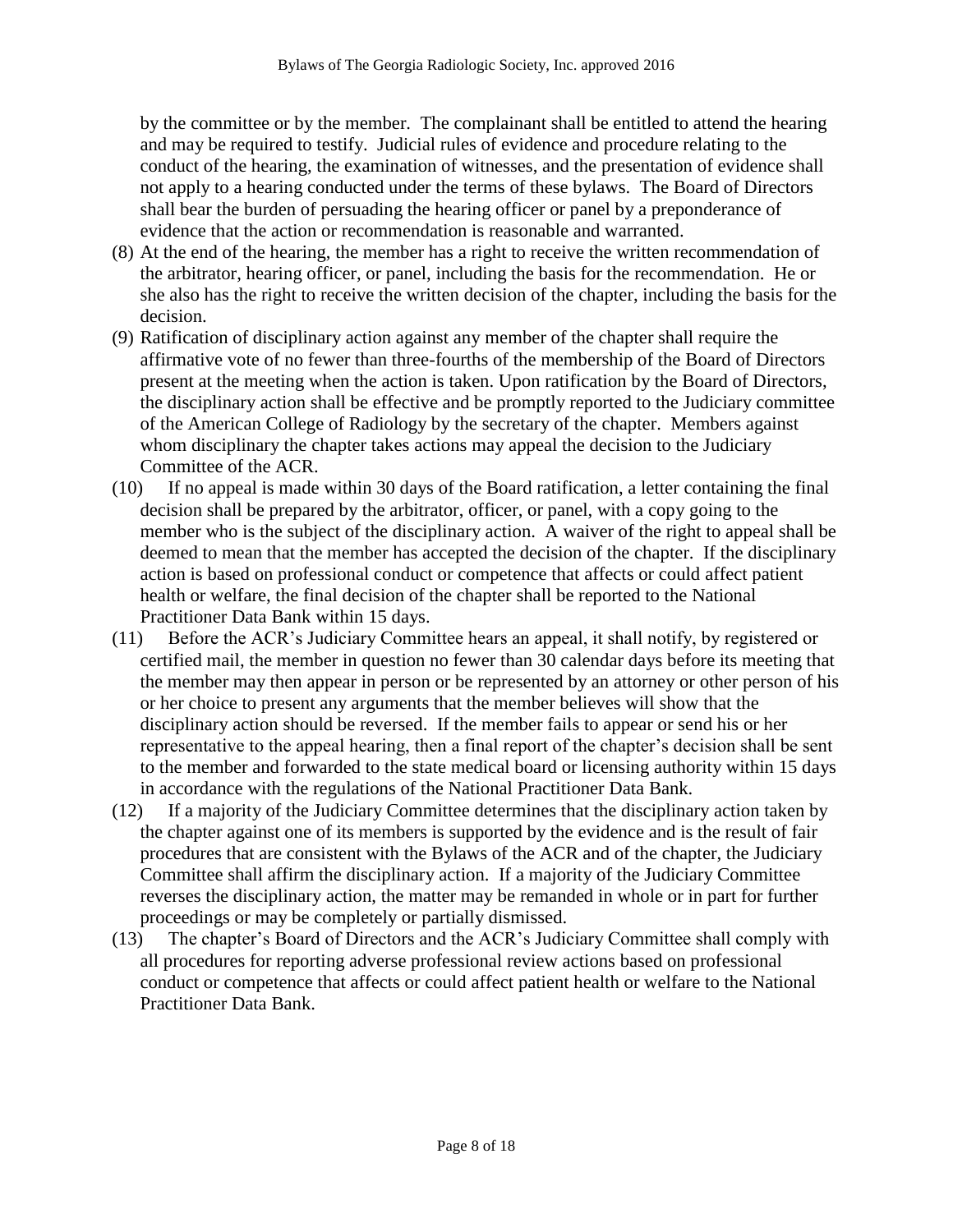by the committee or by the member. The complainant shall be entitled to attend the hearing and may be required to testify. Judicial rules of evidence and procedure relating to the conduct of the hearing, the examination of witnesses, and the presentation of evidence shall not apply to a hearing conducted under the terms of these bylaws. The Board of Directors shall bear the burden of persuading the hearing officer or panel by a preponderance of evidence that the action or recommendation is reasonable and warranted.

(8) At the end of the hearing, the member has a right to receive the written recommendation of the arbitrator, hearing officer, or panel, including the basis for the recommendation. He or she also has the right to receive the written decision of the chapter, including the basis for the decision.

(9) Ratification of disciplinary action against any member of the chapter shall require the affirmative vote of no fewer than three-fourths of the membership of the Board of Directors present at the meeting when the action is taken. Upon ratification by the Board of Directors, the disciplinary action shall be effective and be promptly reported to the Judiciary committee of the American College of Radiology by the secretary of the chapter. Members against whom disciplinary the chapter takes actions may appeal the decision to the Judiciary Committee of the ACR.

(10) If no appeal is made within 30 days of the Board ratification, a letter containing the final decision shall be prepared by the arbitrator, officer, or panel, with a copy going to the member who is the subject of the disciplinary action. A waiver of the right to appeal shall be deemed to mean that the member has accepted the decision of the chapter. If the disciplinary action is based on professional conduct or competence that affects or could affect patient health or welfare, the final decision of the chapter shall be reported to the National Practitioner Data Bank within 15 days.

(11) Before the ACR's Judiciary Committee hears an appeal, it shall notify, by registered or certified mail, the member in question no fewer than 30 calendar days before its meeting that the member may then appear in person or be represented by an attorney or other person of his or her choice to present any arguments that the member believes will show that the disciplinary action should be reversed. If the member fails to appear or send his or her representative to the appeal hearing, then a final report of the chapter's decision shall be sent to the member and forwarded to the state medical board or licensing authority within 15 days in accordance with the regulations of the National Practitioner Data Bank.

(12) If a majority of the Judiciary Committee determines that the disciplinary action taken by the chapter against one of its members is supported by the evidence and is the result of fair procedures that are consistent with the Bylaws of the ACR and of the chapter, the Judiciary Committee shall affirm the disciplinary action. If a majority of the Judiciary Committee reverses the disciplinary action, the matter may be remanded in whole or in part for further proceedings or may be completely or partially dismissed.

(13) The chapter's Board of Directors and the ACR's Judiciary Committee shall comply with all procedures for reporting adverse professional review actions based on professional conduct or competence that affects or could affect patient health or welfare to the National Practitioner Data Bank.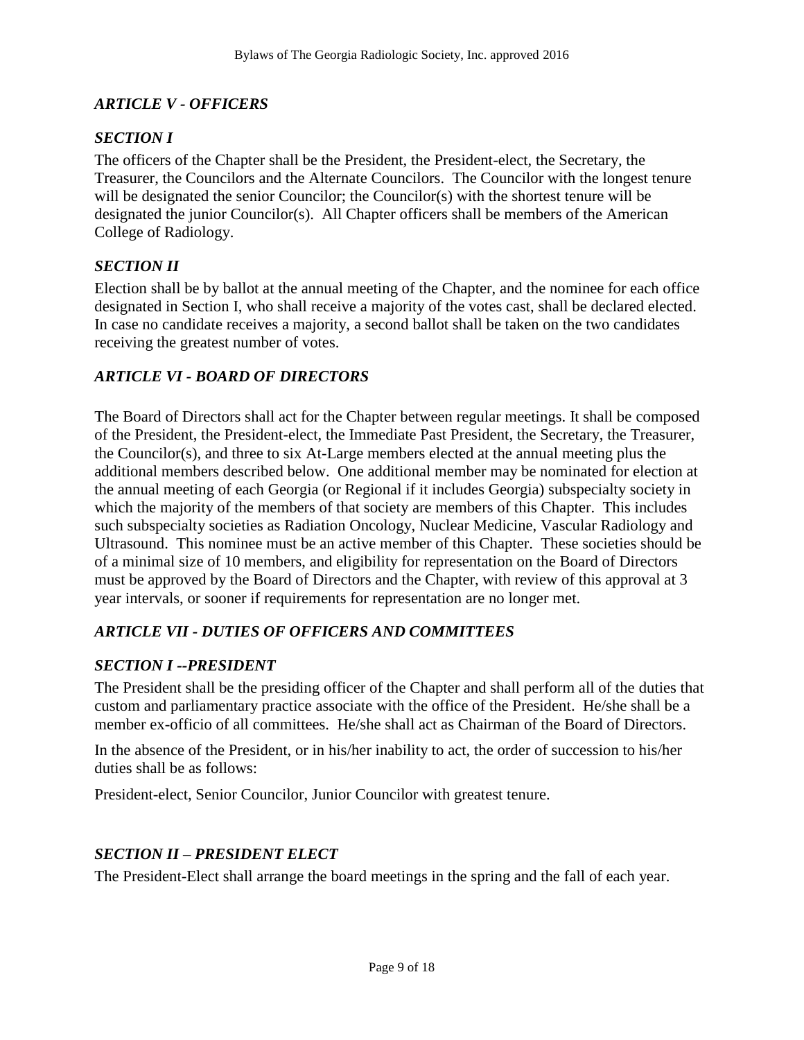### *ARTICLE V - OFFICERS*

#### *SECTION I*

The officers of the Chapter shall be the President, the President-elect, the Secretary, the Treasurer, the Councilors and the Alternate Councilors. The Councilor with the longest tenure will be designated the senior Councilor; the Councilor(s) with the shortest tenure will be designated the junior Councilor(s). All Chapter officers shall be members of the American College of Radiology.

#### *SECTION II*

Election shall be by ballot at the annual meeting of the Chapter, and the nominee for each office designated in Section I, who shall receive a majority of the votes cast, shall be declared elected. In case no candidate receives a majority, a second ballot shall be taken on the two candidates receiving the greatest number of votes.

### *ARTICLE VI - BOARD OF DIRECTORS*

The Board of Directors shall act for the Chapter between regular meetings. It shall be composed of the President, the President-elect, the Immediate Past President, the Secretary, the Treasurer, the Councilor(s), and three to six At-Large members elected at the annual meeting plus the additional members described below. One additional member may be nominated for election at the annual meeting of each Georgia (or Regional if it includes Georgia) subspecialty society in which the majority of the members of that society are members of this Chapter. This includes such subspecialty societies as Radiation Oncology, Nuclear Medicine, Vascular Radiology and Ultrasound. This nominee must be an active member of this Chapter. These societies should be of a minimal size of 10 members, and eligibility for representation on the Board of Directors must be approved by the Board of Directors and the Chapter, with review of this approval at 3 year intervals, or sooner if requirements for representation are no longer met.

### *ARTICLE VII - DUTIES OF OFFICERS AND COMMITTEES*

#### *SECTION I --PRESIDENT*

The President shall be the presiding officer of the Chapter and shall perform all of the duties that custom and parliamentary practice associate with the office of the President. He/she shall be a member ex-officio of all committees. He/she shall act as Chairman of the Board of Directors.

In the absence of the President, or in his/her inability to act, the order of succession to his/her duties shall be as follows:

President-elect, Senior Councilor, Junior Councilor with greatest tenure.

#### *SECTION II – PRESIDENT ELECT*

The President-Elect shall arrange the board meetings in the spring and the fall of each year.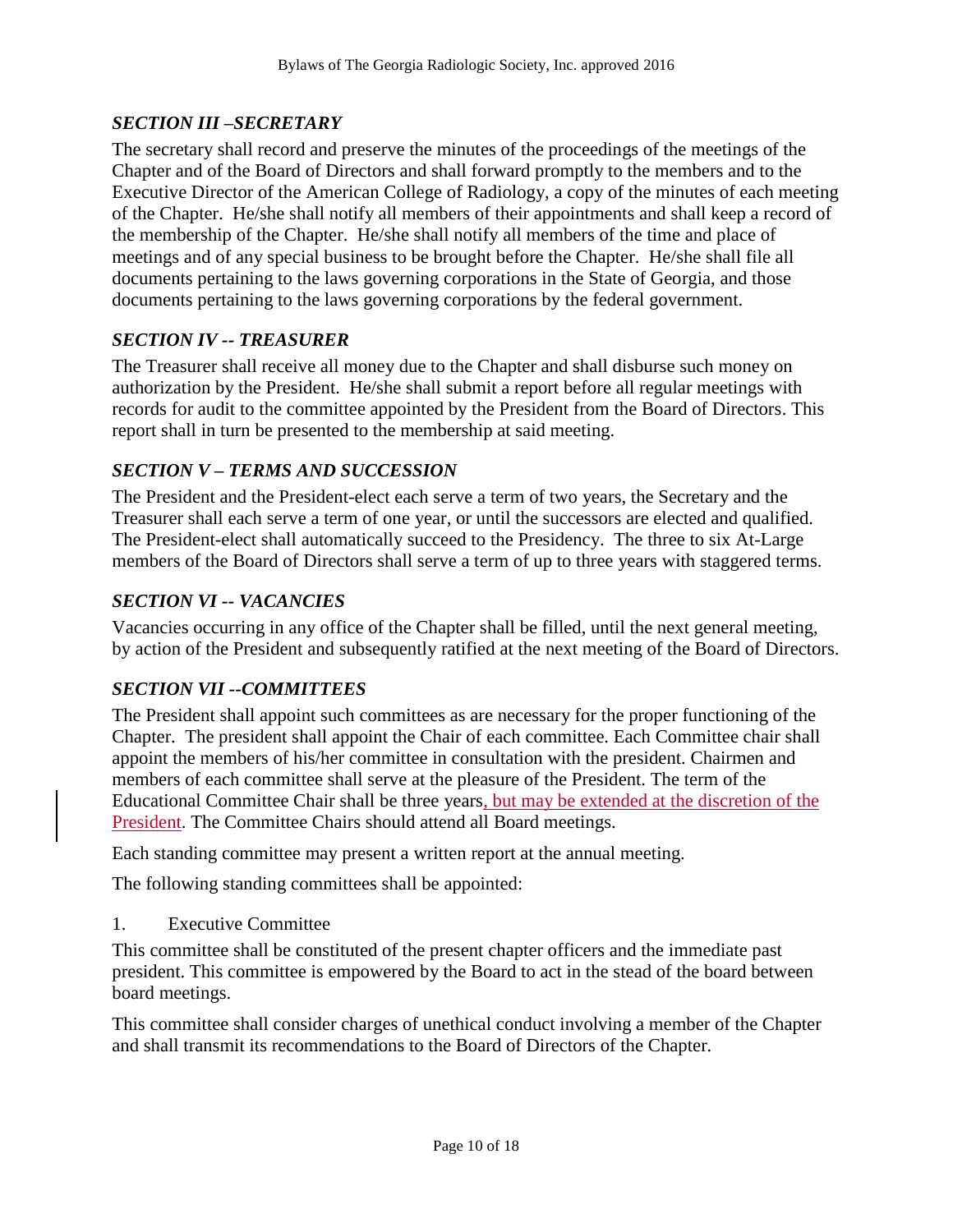### *SECTION III –SECRETARY*

The secretary shall record and preserve the minutes of the proceedings of the meetings of the Chapter and of the Board of Directors and shall forward promptly to the members and to the Executive Director of the American College of Radiology, a copy of the minutes of each meeting of the Chapter. He/she shall notify all members of their appointments and shall keep a record of the membership of the Chapter. He/she shall notify all members of the time and place of meetings and of any special business to be brought before the Chapter. He/she shall file all documents pertaining to the laws governing corporations in the State of Georgia, and those documents pertaining to the laws governing corporations by the federal government.

### *SECTION IV -- TREASURER*

The Treasurer shall receive all money due to the Chapter and shall disburse such money on authorization by the President. He/she shall submit a report before all regular meetings with records for audit to the committee appointed by the President from the Board of Directors. This report shall in turn be presented to the membership at said meeting.

### *SECTION V – TERMS AND SUCCESSION*

The President and the President-elect each serve a term of two years, the Secretary and the Treasurer shall each serve a term of one year, or until the successors are elected and qualified. The President-elect shall automatically succeed to the Presidency. The three to six At-Large members of the Board of Directors shall serve a term of up to three years with staggered terms.

### *SECTION VI -- VACANCIES*

Vacancies occurring in any office of the Chapter shall be filled, until the next general meeting, by action of the President and subsequently ratified at the next meeting of the Board of Directors.

### *SECTION VII --COMMITTEES*

The President shall appoint such committees as are necessary for the proper functioning of the Chapter. The president shall appoint the Chair of each committee. Each Committee chair shall appoint the members of his/her committee in consultation with the president. Chairmen and members of each committee shall serve at the pleasure of the President. The term of the Educational Committee Chair shall be three years, but may be extended at the discretion of the President. The Committee Chairs should attend all Board meetings.

Each standing committee may present a written report at the annual meeting.

The following standing committees shall be appointed:

1. Executive Committee

This committee shall be constituted of the present chapter officers and the immediate past president. This committee is empowered by the Board to act in the stead of the board between board meetings.

This committee shall consider charges of unethical conduct involving a member of the Chapter and shall transmit its recommendations to the Board of Directors of the Chapter.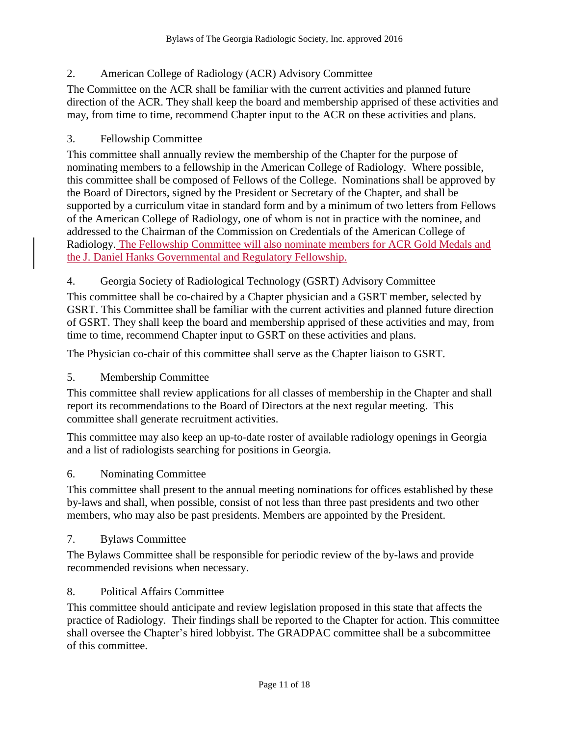2. American College of Radiology (ACR) Advisory Committee

The Committee on the ACR shall be familiar with the current activities and planned future direction of the ACR. They shall keep the board and membership apprised of these activities and may, from time to time, recommend Chapter input to the ACR on these activities and plans.

3. Fellowship Committee

This committee shall annually review the membership of the Chapter for the purpose of nominating members to a fellowship in the American College of Radiology. Where possible, this committee shall be composed of Fellows of the College. Nominations shall be approved by the Board of Directors, signed by the President or Secretary of the Chapter, and shall be supported by a curriculum vitae in standard form and by a minimum of two letters from Fellows of the American College of Radiology, one of whom is not in practice with the nominee, and addressed to the Chairman of the Commission on Credentials of the American College of Radiology. The Fellowship Committee will also nominate members for ACR Gold Medals and the J. Daniel Hanks Governmental and Regulatory Fellowship.

4. Georgia Society of Radiological Technology (GSRT) Advisory Committee

This committee shall be co-chaired by a Chapter physician and a GSRT member, selected by GSRT. This Committee shall be familiar with the current activities and planned future direction of GSRT. They shall keep the board and membership apprised of these activities and may, from time to time, recommend Chapter input to GSRT on these activities and plans.

The Physician co-chair of this committee shall serve as the Chapter liaison to GSRT.

5. Membership Committee

This committee shall review applications for all classes of membership in the Chapter and shall report its recommendations to the Board of Directors at the next regular meeting. This committee shall generate recruitment activities.

This committee may also keep an up-to-date roster of available radiology openings in Georgia and a list of radiologists searching for positions in Georgia.

6. Nominating Committee

This committee shall present to the annual meeting nominations for offices established by these by-laws and shall, when possible, consist of not less than three past presidents and two other members, who may also be past presidents. Members are appointed by the President.

7. Bylaws Committee

The Bylaws Committee shall be responsible for periodic review of the by-laws and provide recommended revisions when necessary.

8. Political Affairs Committee

This committee should anticipate and review legislation proposed in this state that affects the practice of Radiology. Their findings shall be reported to the Chapter for action. This committee shall oversee the Chapter's hired lobbyist. The GRADPAC committee shall be a subcommittee of this committee.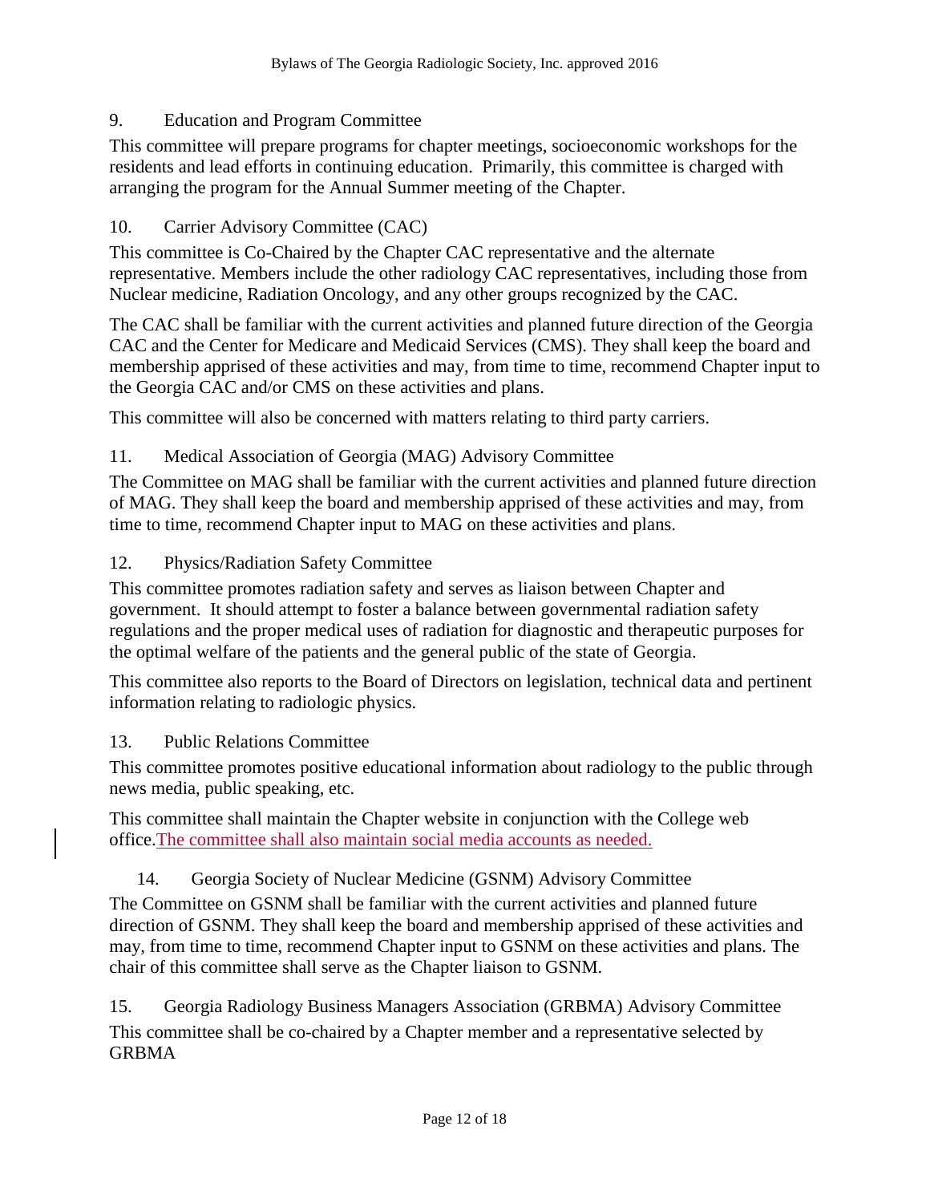9. Education and Program Committee

This committee will prepare programs for chapter meetings, socioeconomic workshops for the residents and lead efforts in continuing education. Primarily, this committee is charged with arranging the program for the Annual Summer meeting of the Chapter.

10. Carrier Advisory Committee (CAC)

This committee is Co-Chaired by the Chapter CAC representative and the alternate representative. Members include the other radiology CAC representatives, including those from Nuclear medicine, Radiation Oncology, and any other groups recognized by the CAC.

The CAC shall be familiar with the current activities and planned future direction of the Georgia CAC and the Center for Medicare and Medicaid Services (CMS). They shall keep the board and membership apprised of these activities and may, from time to time, recommend Chapter input to the Georgia CAC and/or CMS on these activities and plans.

This committee will also be concerned with matters relating to third party carriers.

11. Medical Association of Georgia (MAG) Advisory Committee

The Committee on MAG shall be familiar with the current activities and planned future direction of MAG. They shall keep the board and membership apprised of these activities and may, from time to time, recommend Chapter input to MAG on these activities and plans.

12. Physics/Radiation Safety Committee

This committee promotes radiation safety and serves as liaison between Chapter and government. It should attempt to foster a balance between governmental radiation safety regulations and the proper medical uses of radiation for diagnostic and therapeutic purposes for the optimal welfare of the patients and the general public of the state of Georgia.

This committee also reports to the Board of Directors on legislation, technical data and pertinent information relating to radiologic physics.

13. Public Relations Committee

This committee promotes positive educational information about radiology to the public through news media, public speaking, etc.

This committee shall maintain the Chapter website in conjunction with the College web office.The committee shall also maintain social media accounts as needed.

14. Georgia Society of Nuclear Medicine (GSNM) Advisory Committee

The Committee on GSNM shall be familiar with the current activities and planned future direction of GSNM. They shall keep the board and membership apprised of these activities and may, from time to time, recommend Chapter input to GSNM on these activities and plans. The chair of this committee shall serve as the Chapter liaison to GSNM.

15. Georgia Radiology Business Managers Association (GRBMA) Advisory Committee

This committee shall be co-chaired by a Chapter member and a representative selected by GRBMA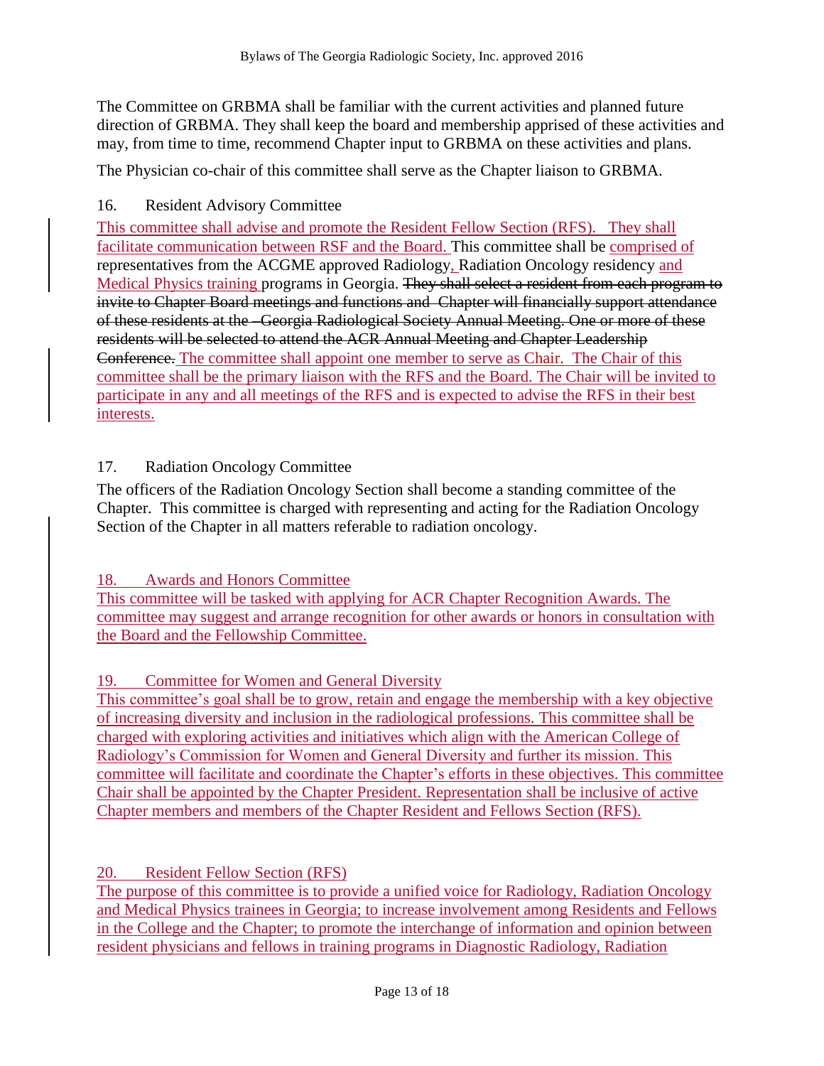The Committee on GRBMA shall be familiar with the current activities and planned future direction of GRBMA. They shall keep the board and membership apprised of these activities and may, from time to time, recommend Chapter input to GRBMA on these activities and plans.

The Physician co-chair of this committee shall serve as the Chapter liaison to GRBMA.

16. Resident Advisory Committee

This committee shall advise and promote the Resident Fellow Section (RFS). They shall facilitate communication between RSF and the Board. This committee shall be comprised of representatives from the ACGME approved Radiology, Radiation Oncology residency and Medical Physics training programs in Georgia. ~~They shall select a resident from each program to invite to Chapter Board meetings and functions and Chapter will financially support attendance of these residents at the –Georgia Radiological Society Annual Meeting. One or more of these residents will be selected to attend the ACR Annual Meeting and Chapter Leadership Conference.~~ The committee shall appoint one member to serve as Chair. The Chair of this committee shall be the primary liaison with the RFS and the Board. The Chair will be invited to participate in any and all meetings of the RFS and is expected to advise the RFS in their best interests.

17. Radiation Oncology Committee

The officers of the Radiation Oncology Section shall become a standing committee of the Chapter. This committee is charged with representing and acting for the Radiation Oncology Section of the Chapter in all matters referable to radiation oncology.

18. Awards and Honors Committee

This committee will be tasked with applying for ACR Chapter Recognition Awards. The committee may suggest and arrange recognition for other awards or honors in consultation with the Board and the Fellowship Committee.

19. Committee for Women and General Diversity

This committee's goal shall be to grow, retain and engage the membership with a key objective of increasing diversity and inclusion in the radiological professions. This committee shall be charged with exploring activities and initiatives which align with the American College of Radiology's Commission for Women and General Diversity and further its mission. This committee will facilitate and coordinate the Chapter's efforts in these objectives. This committee Chair shall be appointed by the Chapter President. Representation shall be inclusive of active Chapter members and members of the Chapter Resident and Fellows Section (RFS).

20. Resident Fellow Section (RFS)

The purpose of this committee is to provide a unified voice for Radiology, Radiation Oncology and Medical Physics trainees in Georgia; to increase involvement among Residents and Fellows in the College and the Chapter; to promote the interchange of information and opinion between resident physicians and fellows in training programs in Diagnostic Radiology, Radiation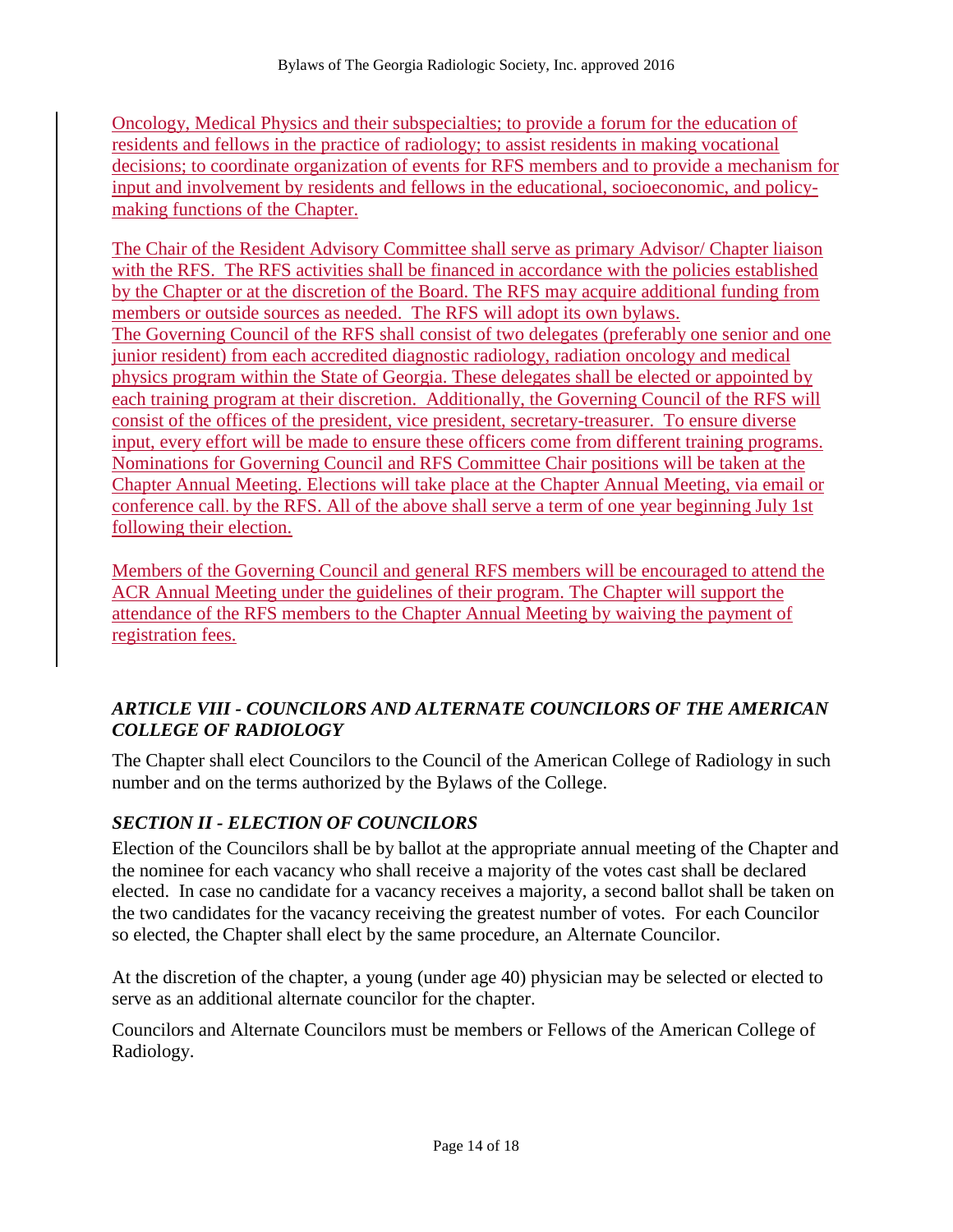Oncology, Medical Physics and their subspecialties; to provide a forum for the education of residents and fellows in the practice of radiology; to assist residents in making vocational decisions; to coordinate organization of events for RFS members and to provide a mechanism for input and involvement by residents and fellows in the educational, socioeconomic, and policy-making functions of the Chapter.

The Chair of the Resident Advisory Committee shall serve as primary Advisor/ Chapter liaison with the RFS. The RFS activities shall be financed in accordance with the policies established by the Chapter or at the discretion of the Board. The RFS may acquire additional funding from members or outside sources as needed. The RFS will adopt its own bylaws.
The Governing Council of the RFS shall consist of two delegates (preferably one senior and one junior resident) from each accredited diagnostic radiology, radiation oncology and medical physics program within the State of Georgia. These delegates shall be elected or appointed by each training program at their discretion. Additionally, the Governing Council of the RFS will consist of the offices of the president, vice president, secretary-treasurer. To ensure diverse input, every effort will be made to ensure these officers come from different training programs. Nominations for Governing Council and RFS Committee Chair positions will be taken at the Chapter Annual Meeting. Elections will take place at the Chapter Annual Meeting, via email or conference call. by the RFS. All of the above shall serve a term of one year beginning July 1st following their election.

Members of the Governing Council and general RFS members will be encouraged to attend the ACR Annual Meeting under the guidelines of their program. The Chapter will support the attendance of the RFS members to the Chapter Annual Meeting by waiving the payment of registration fees.

### *ARTICLE VIII - COUNCILORS AND ALTERNATE COUNCILORS OF THE AMERICAN COLLEGE OF RADIOLOGY*

The Chapter shall elect Councilors to the Council of the American College of Radiology in such number and on the terms authorized by the Bylaws of the College.

### *SECTION II - ELECTION OF COUNCILORS*

Election of the Councilors shall be by ballot at the appropriate annual meeting of the Chapter and the nominee for each vacancy who shall receive a majority of the votes cast shall be declared elected. In case no candidate for a vacancy receives a majority, a second ballot shall be taken on the two candidates for the vacancy receiving the greatest number of votes. For each Councilor so elected, the Chapter shall elect by the same procedure, an Alternate Councilor.

At the discretion of the chapter, a young (under age 40) physician may be selected or elected to serve as an additional alternate councilor for the chapter.

Councilors and Alternate Councilors must be members or Fellows of the American College of Radiology.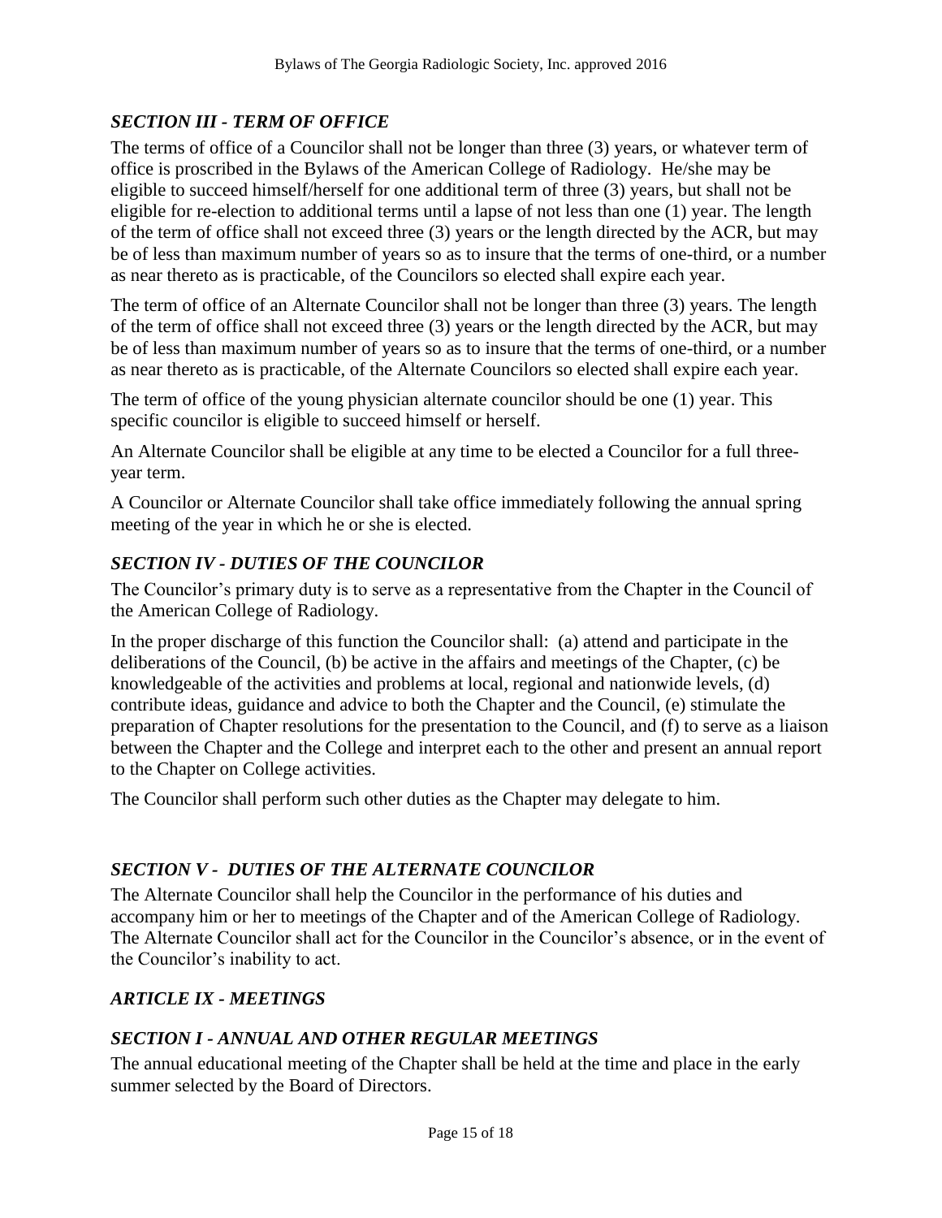### *SECTION III - TERM OF OFFICE*

The terms of office of a Councilor shall not be longer than three (3) years, or whatever term of office is proscribed in the Bylaws of the American College of Radiology. He/she may be eligible to succeed himself/herself for one additional term of three (3) years, but shall not be eligible for re-election to additional terms until a lapse of not less than one (1) year. The length of the term of office shall not exceed three (3) years or the length directed by the ACR, but may be of less than maximum number of years so as to insure that the terms of one-third, or a number as near thereto as is practicable, of the Councilors so elected shall expire each year.

The term of office of an Alternate Councilor shall not be longer than three (3) years. The length of the term of office shall not exceed three (3) years or the length directed by the ACR, but may be of less than maximum number of years so as to insure that the terms of one-third, or a number as near thereto as is practicable, of the Alternate Councilors so elected shall expire each year.

The term of office of the young physician alternate councilor should be one (1) year. This specific councilor is eligible to succeed himself or herself.

An Alternate Councilor shall be eligible at any time to be elected a Councilor for a full three-year term.

A Councilor or Alternate Councilor shall take office immediately following the annual spring meeting of the year in which he or she is elected.

### *SECTION IV - DUTIES OF THE COUNCILOR*

The Councilor's primary duty is to serve as a representative from the Chapter in the Council of the American College of Radiology.

In the proper discharge of this function the Councilor shall: (a) attend and participate in the deliberations of the Council, (b) be active in the affairs and meetings of the Chapter, (c) be knowledgeable of the activities and problems at local, regional and nationwide levels, (d) contribute ideas, guidance and advice to both the Chapter and the Council, (e) stimulate the preparation of Chapter resolutions for the presentation to the Council, and (f) to serve as a liaison between the Chapter and the College and interpret each to the other and present an annual report to the Chapter on College activities.

The Councilor shall perform such other duties as the Chapter may delegate to him.

### *SECTION V - DUTIES OF THE ALTERNATE COUNCILOR*

The Alternate Councilor shall help the Councilor in the performance of his duties and accompany him or her to meetings of the Chapter and of the American College of Radiology. The Alternate Councilor shall act for the Councilor in the Councilor's absence, or in the event of the Councilor's inability to act.

## *ARTICLE IX - MEETINGS*

### *SECTION I - ANNUAL AND OTHER REGULAR MEETINGS*

The annual educational meeting of the Chapter shall be held at the time and place in the early summer selected by the Board of Directors.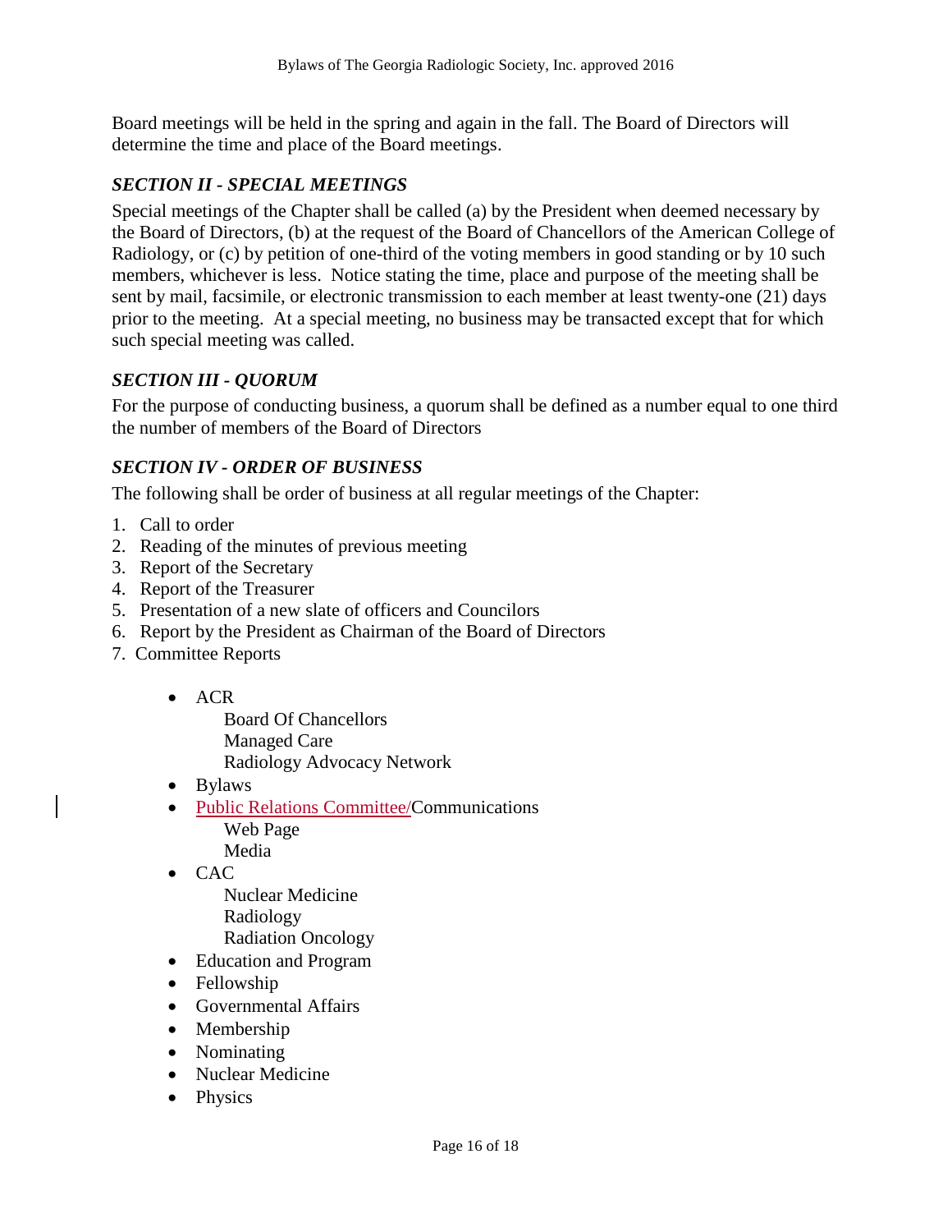Board meetings will be held in the spring and again in the fall. The Board of Directors will determine the time and place of the Board meetings.

### *SECTION II - SPECIAL MEETINGS*

Special meetings of the Chapter shall be called (a) by the President when deemed necessary by the Board of Directors, (b) at the request of the Board of Chancellors of the American College of Radiology, or (c) by petition of one-third of the voting members in good standing or by 10 such members, whichever is less. Notice stating the time, place and purpose of the meeting shall be sent by mail, facsimile, or electronic transmission to each member at least twenty-one (21) days prior to the meeting. At a special meeting, no business may be transacted except that for which such special meeting was called.

### *SECTION III - QUORUM*

For the purpose of conducting business, a quorum shall be defined as a number equal to one third the number of members of the Board of Directors

### *SECTION IV - ORDER OF BUSINESS*

The following shall be order of business at all regular meetings of the Chapter:

1. Call to order
2. Reading of the minutes of previous meeting
3. Report of the Secretary
4. Report of the Treasurer
5. Presentation of a new slate of officers and Councilors
6. Report by the President as Chairman of the Board of Directors
7. Committee Reports

   - ACR
     - Board Of Chancellors
     - Managed Care
     - Radiology Advocacy Network
   - Bylaws
   - Public Relations Committee/Communications
     - Web Page
     - Media
   - CAC
     - Nuclear Medicine
     - Radiology
     - Radiation Oncology
   - Education and Program
   - Fellowship
   - Governmental Affairs
   - Membership
   - Nominating
   - Nuclear Medicine
   - Physics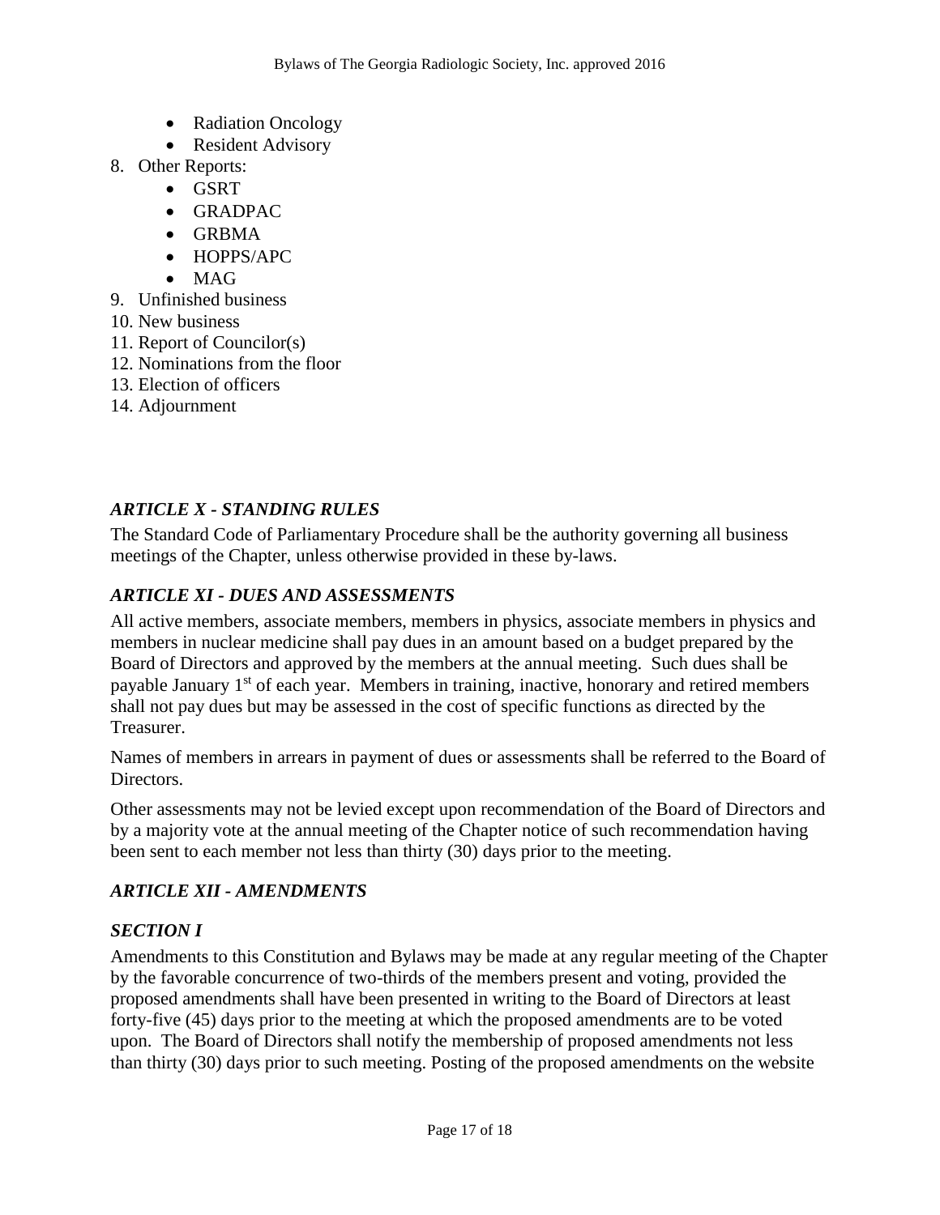- Radiation Oncology
- Resident Advisory

8. Other Reports:
    - GSRT
    - GRADPAC
    - GRBMA
    - HOPPS/APC
    - MAG
9. Unfinished business
10. New business
11. Report of Councilor(s)
12. Nominations from the floor
13. Election of officers
14. Adjournment

### *ARTICLE X - STANDING RULES*

The Standard Code of Parliamentary Procedure shall be the authority governing all business meetings of the Chapter, unless otherwise provided in these by-laws.

### *ARTICLE XI - DUES AND ASSESSMENTS*

All active members, associate members, members in physics, associate members in physics and members in nuclear medicine shall pay dues in an amount based on a budget prepared by the Board of Directors and approved by the members at the annual meeting. Such dues shall be payable January 1st of each year. Members in training, inactive, honorary and retired members shall not pay dues but may be assessed in the cost of specific functions as directed by the Treasurer.

Names of members in arrears in payment of dues or assessments shall be referred to the Board of Directors.

Other assessments may not be levied except upon recommendation of the Board of Directors and by a majority vote at the annual meeting of the Chapter notice of such recommendation having been sent to each member not less than thirty (30) days prior to the meeting.

### *ARTICLE XII - AMENDMENTS*

### *SECTION I*

Amendments to this Constitution and Bylaws may be made at any regular meeting of the Chapter by the favorable concurrence of two-thirds of the members present and voting, provided the proposed amendments shall have been presented in writing to the Board of Directors at least forty-five (45) days prior to the meeting at which the proposed amendments are to be voted upon. The Board of Directors shall notify the membership of proposed amendments not less than thirty (30) days prior to such meeting. Posting of the proposed amendments on the website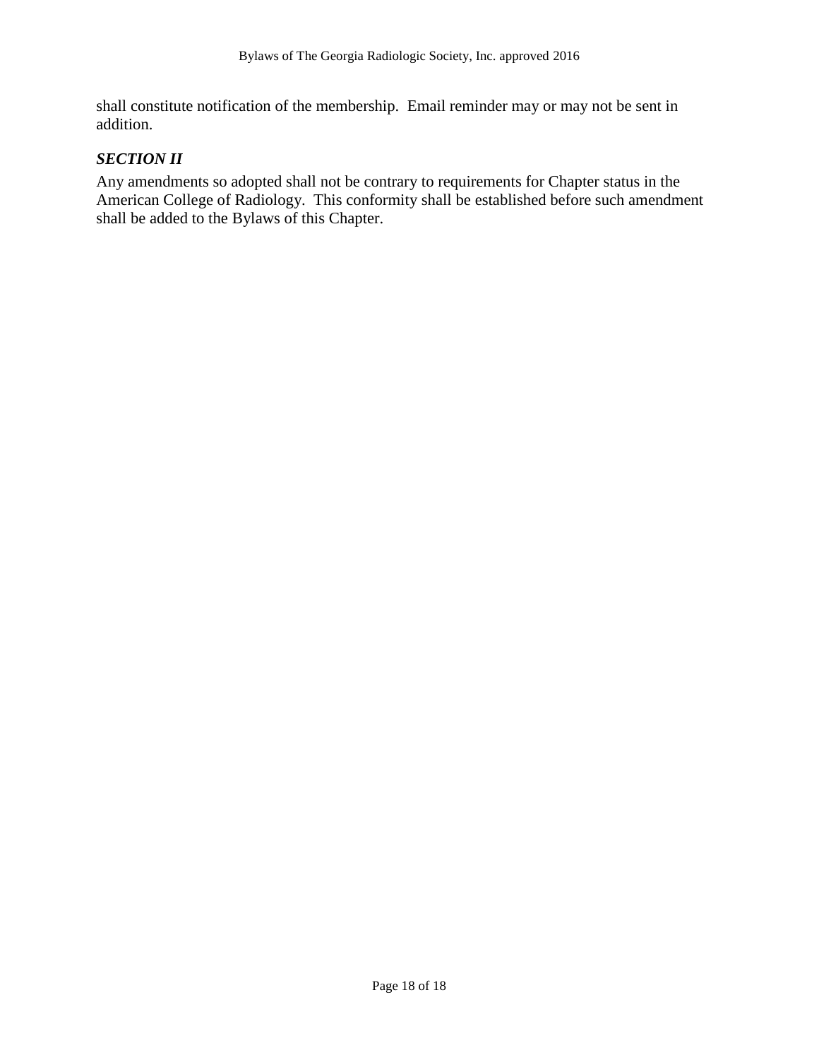shall constitute notification of the membership.  Email reminder may or may not be sent in addition.

### ***SECTION II***

Any amendments so adopted shall not be contrary to requirements for Chapter status in the American College of Radiology.  This conformity shall be established before such amendment shall be added to the Bylaws of this Chapter.